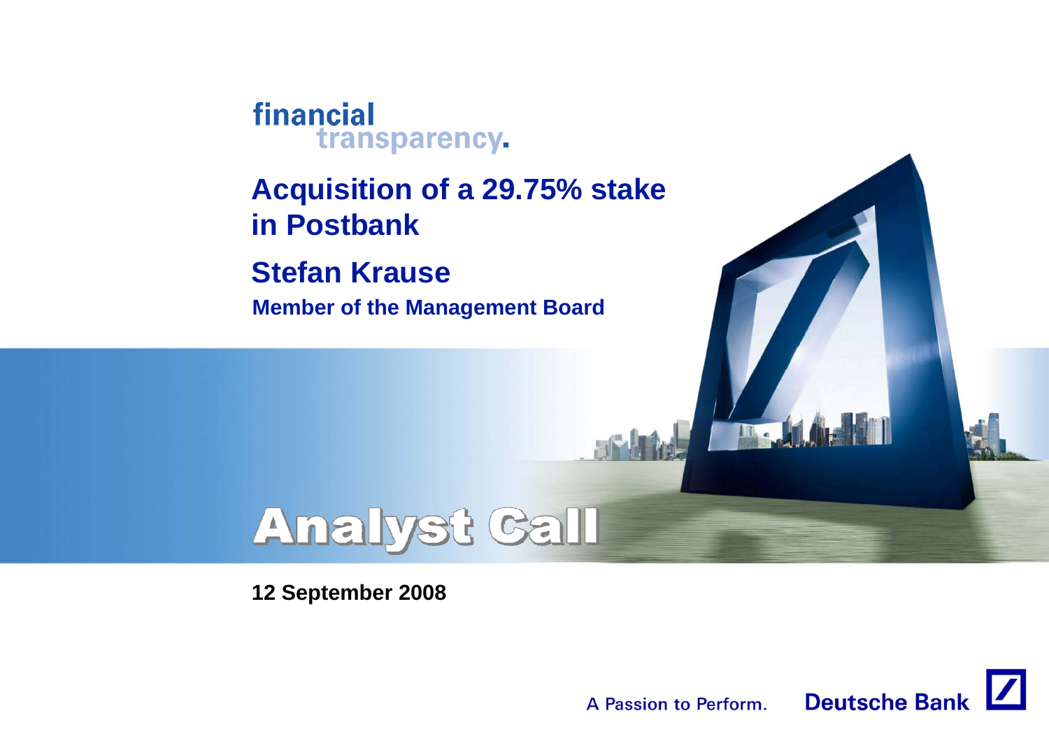financial transparency.

# Acquisition of a 29.75% stake in Postbank

## Stefan Krause

**Member of the Management Board**

# Analyst Call

**12 September 2008**

A Passion to Perform. Deutsche Bank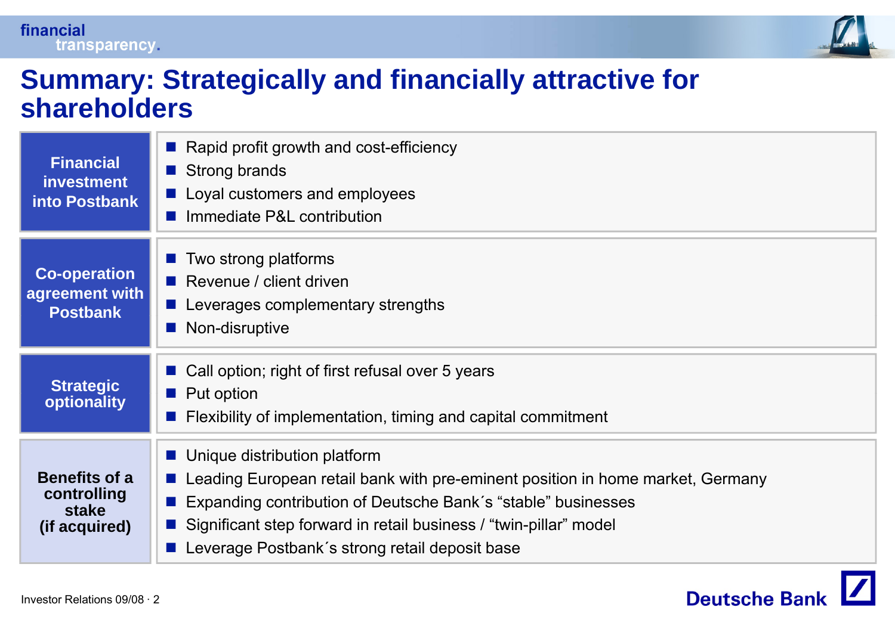# Summary: Strategically and financially attractive for shareholders

| | |
|---|---|
| **Financial investment into Postbank** | ■ Rapid profit growth and cost-efficiency<br>■ Strong brands<br>■ Loyal customers and employees<br>■ Immediate P&L contribution |
| **Co-operation agreement with Postbank** | ■ Two strong platforms<br>■ Revenue / client driven<br>■ Leverages complementary strengths<br>■ Non-disruptive |
| **Strategic optionality** | ■ Call option; right of first refusal over 5 years<br>■ Put option<br>■ Flexibility of implementation, timing and capital commitment |
| **Benefits of a controlling stake (if acquired)** | ■ Unique distribution platform<br>■ Leading European retail bank with pre-eminent position in home market, Germany<br>■ Expanding contribution of Deutsche Bank´s "stable" businesses<br>■ Significant step forward in retail business / "twin-pillar" model<br>■ Leverage Postbank´s strong retail deposit base |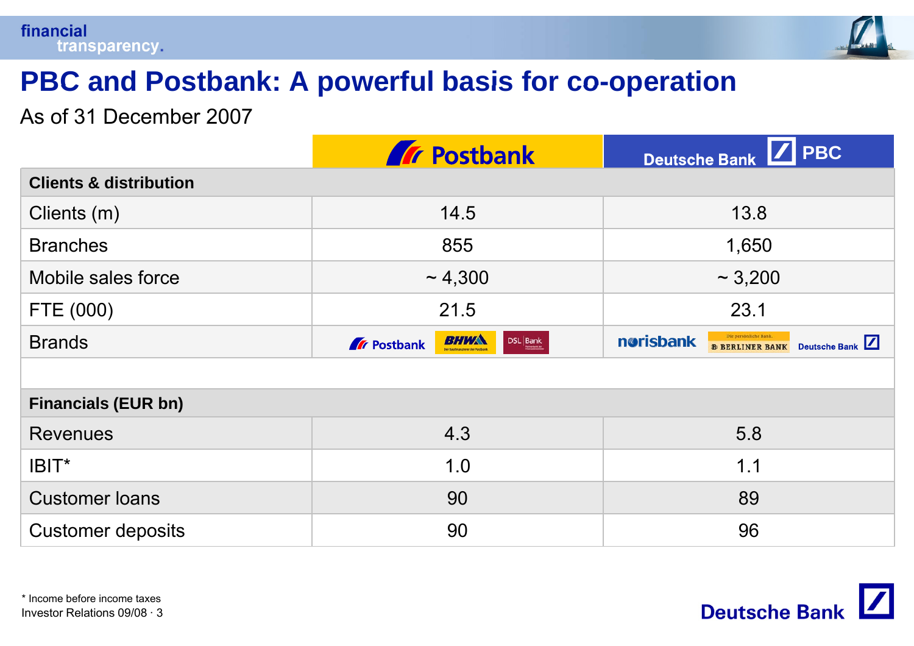# PBC and Postbank: A powerful basis for co-operation

As of 31 December 2007

| | Postbank | Deutsche Bank PBC |
|---|---|---|
| **Clients & distribution** | | |
| Clients (m) | 14.5 | 13.8 |
| Branches | 855 | 1,650 |
| Mobile sales force | ~ 4,300 | ~ 3,200 |
| FTE (000) | 21.5 | 23.1 |
| Brands | Postbank, BHW, DSL Bank | norisbank, Berliner Bank, Deutsche Bank |
| | | |
| **Financials (EUR bn)** | | |
| Revenues | 4.3 | 5.8 |
| IBIT* | 1.0 | 1.1 |
| Customer loans | 90 | 89 |
| Customer deposits | 90 | 96 |

\* Income before income taxes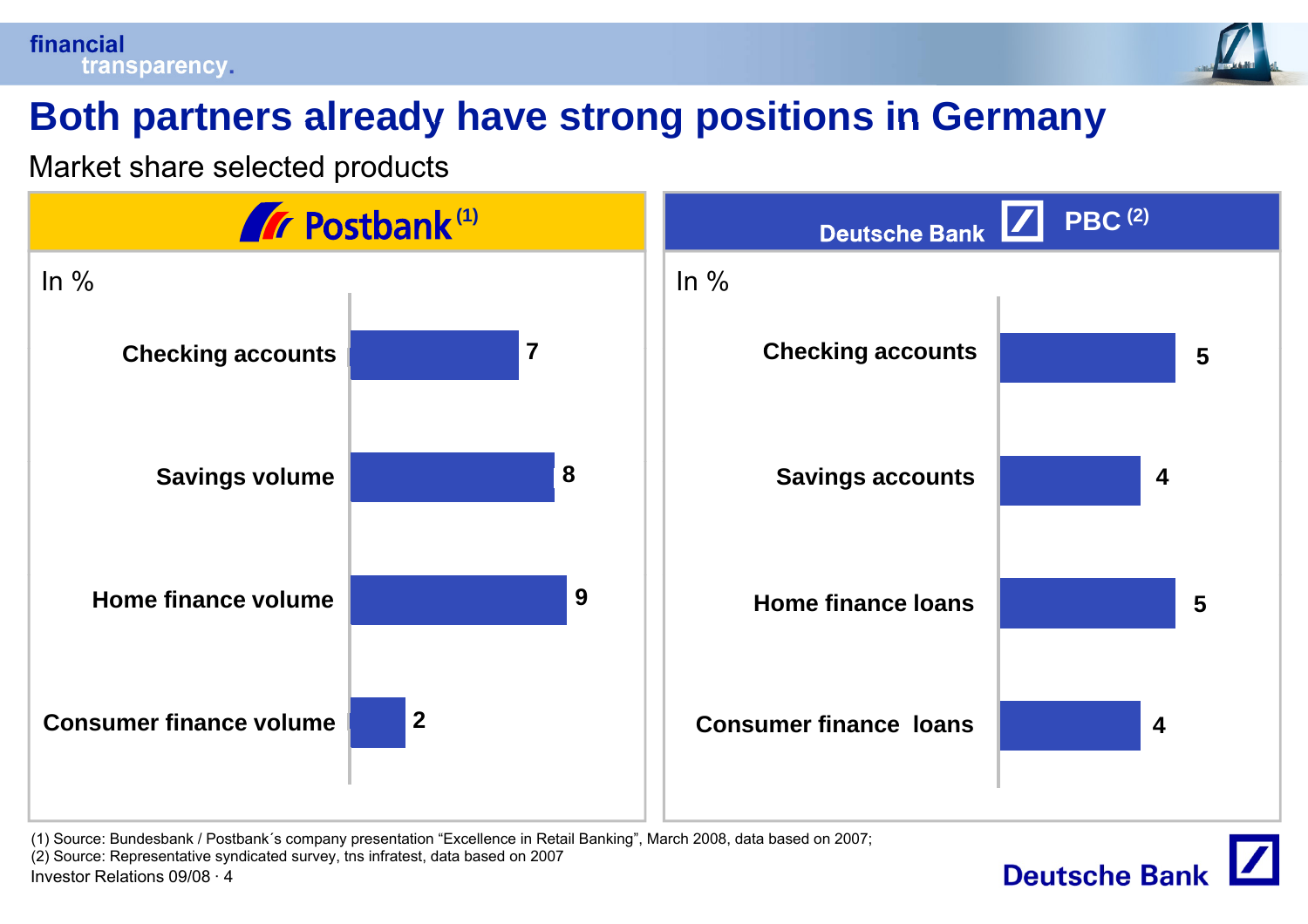# Both partners already have strong positions in Germany

Market share selected products

## Postbank[1]

In %

| Product | Market share |
|---|---|
| Checking accounts | 7 |
| Savings volume | 8 |
| Home finance volume | 9 |
| Consumer finance volume | 2 |

## Deutsche Bank PBC[2]

In %

| Product | Market share |
|---|---|
| Checking accounts | 5 |
| Savings accounts | 4 |
| Home finance loans | 5 |
| Consumer finance loans | 4 |

(1) Source: Bundesbank / Postbank´s company presentation “Excellence in Retail Banking”, March 2008, data based on 2007;
(2) Source: Representative syndicated survey, tns infratest, data based on 2007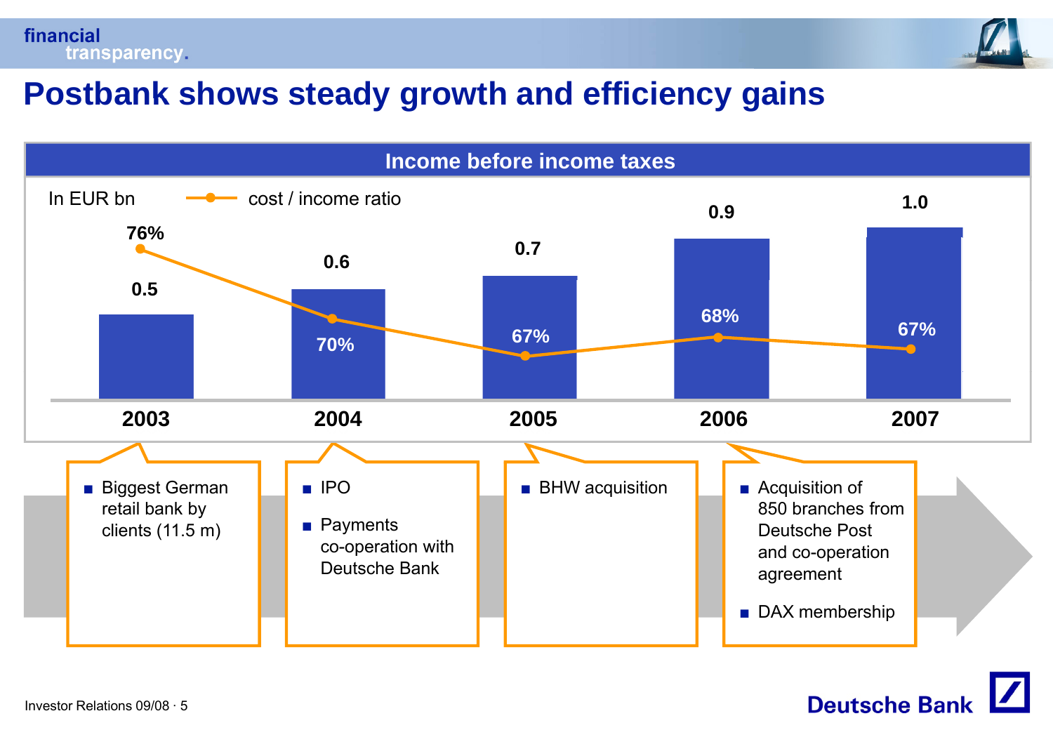# Postbank shows steady growth and efficiency gains

## Income before income taxes

In EUR bn — cost / income ratio

| | 2003 | 2004 | 2005 | 2006 | 2007 |
|---|---|---|---|---|---|
| Income before income taxes (EUR bn) | 0.5 | 0.6 | 0.7 | 0.9 | 1.0 |
| Cost / income ratio | 76% | 70% | 67% | 68% | 67% |

**2003**
- Biggest German retail bank by clients (11.5 m)

**2004**
- IPO
- Payments co-operation with Deutsche Bank

**2005**
- BHW acquisition

**2006**
- Acquisition of 850 branches from Deutsche Post and co-operation agreement
- DAX membership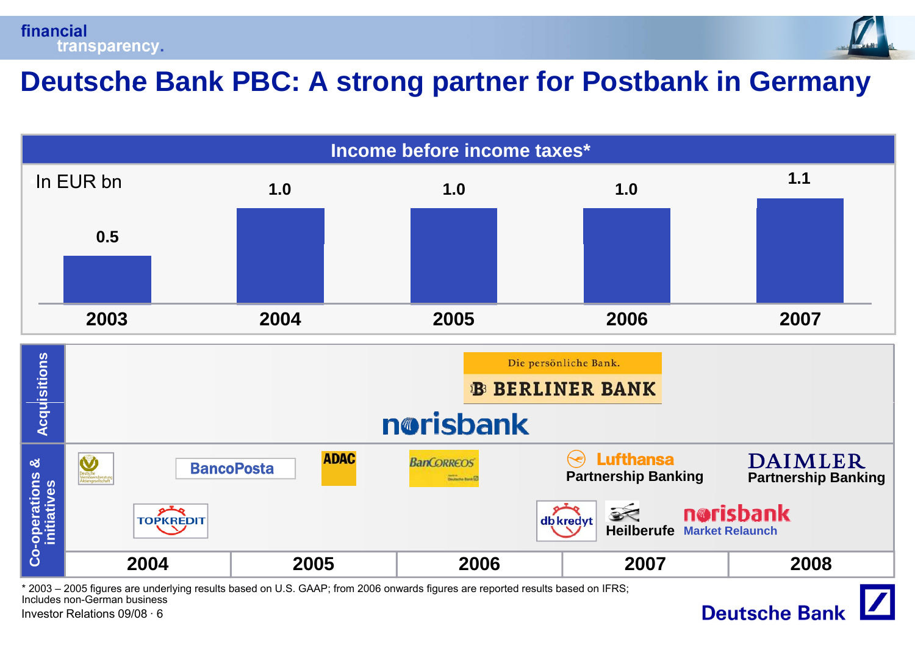# Deutsche Bank PBC: A strong partner for Postbank in Germany

## Income before income taxes*

In EUR bn

| 2003 | 2004 | 2005 | 2006 | 2007 |
|---|---|---|---|---|
| 0.5 | 1.0 | 1.0 | 1.0 | 1.1 |

| | 2004 | 2005 | 2006 | 2007 | 2008 |
|---|---|---|---|---|---|
| **Acquisitions** | | | norisbank | Berliner Bank (Die persönliche Bank.) | |
| **Co-operations & initiatives** | Deutsche Vermögensberatung Aktiengesellschaft; TOPKREDIT | BancoPosta; ADAC | BanCorreos | Lufthansa Partnership Banking; db kredyt; Heilberufe | DAIMLER Partnership Banking; norisbank Market Relaunch |

\* 2003 – 2005 figures are underlying results based on U.S. GAAP; from 2006 onwards figures are reported results based on IFRS; Includes non-German business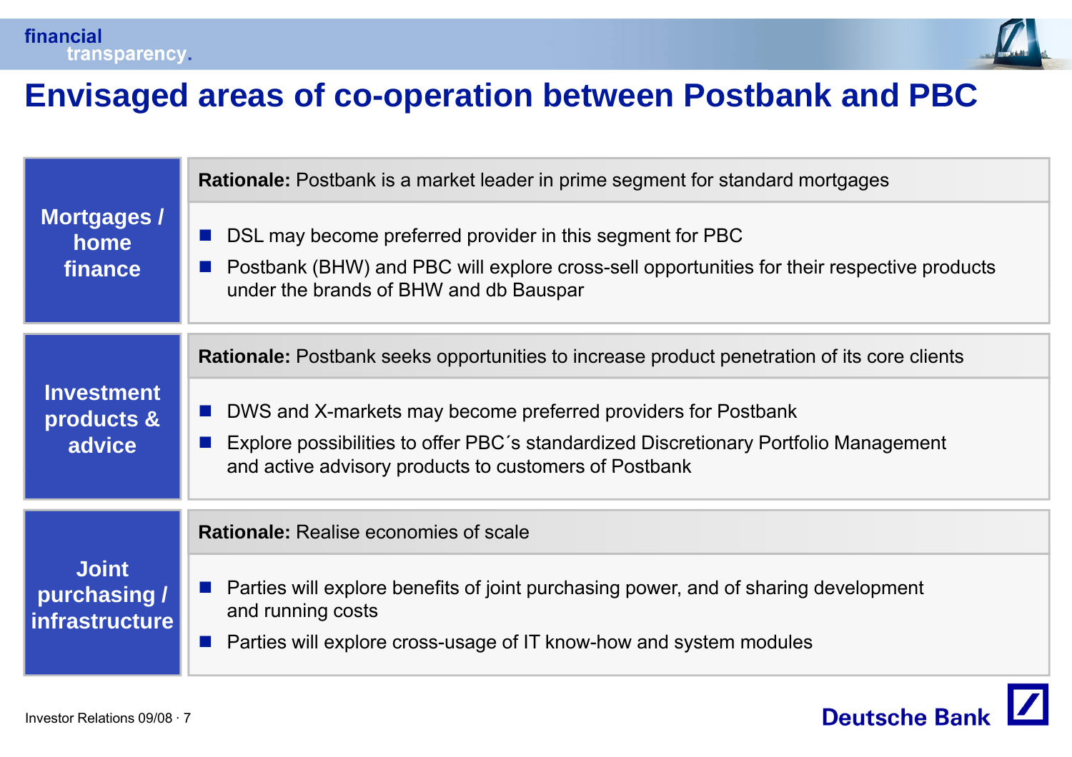# Envisaged areas of co-operation between Postbank and PBC

## Mortgages / home finance

**Rationale:** Postbank is a market leader in prime segment for standard mortgages

- DSL may become preferred provider in this segment for PBC
- Postbank (BHW) and PBC will explore cross-sell opportunities for their respective products under the brands of BHW and db Bauspar

## Investment products & advice

**Rationale:** Postbank seeks opportunities to increase product penetration of its core clients

- DWS and X-markets may become preferred providers for Postbank
- Explore possibilities to offer PBC´s standardized Discretionary Portfolio Management and active advisory products to customers of Postbank

## Joint purchasing / infrastructure

**Rationale:** Realise economies of scale

- Parties will explore benefits of joint purchasing power, and of sharing development and running costs
- Parties will explore cross-usage of IT know-how and system modules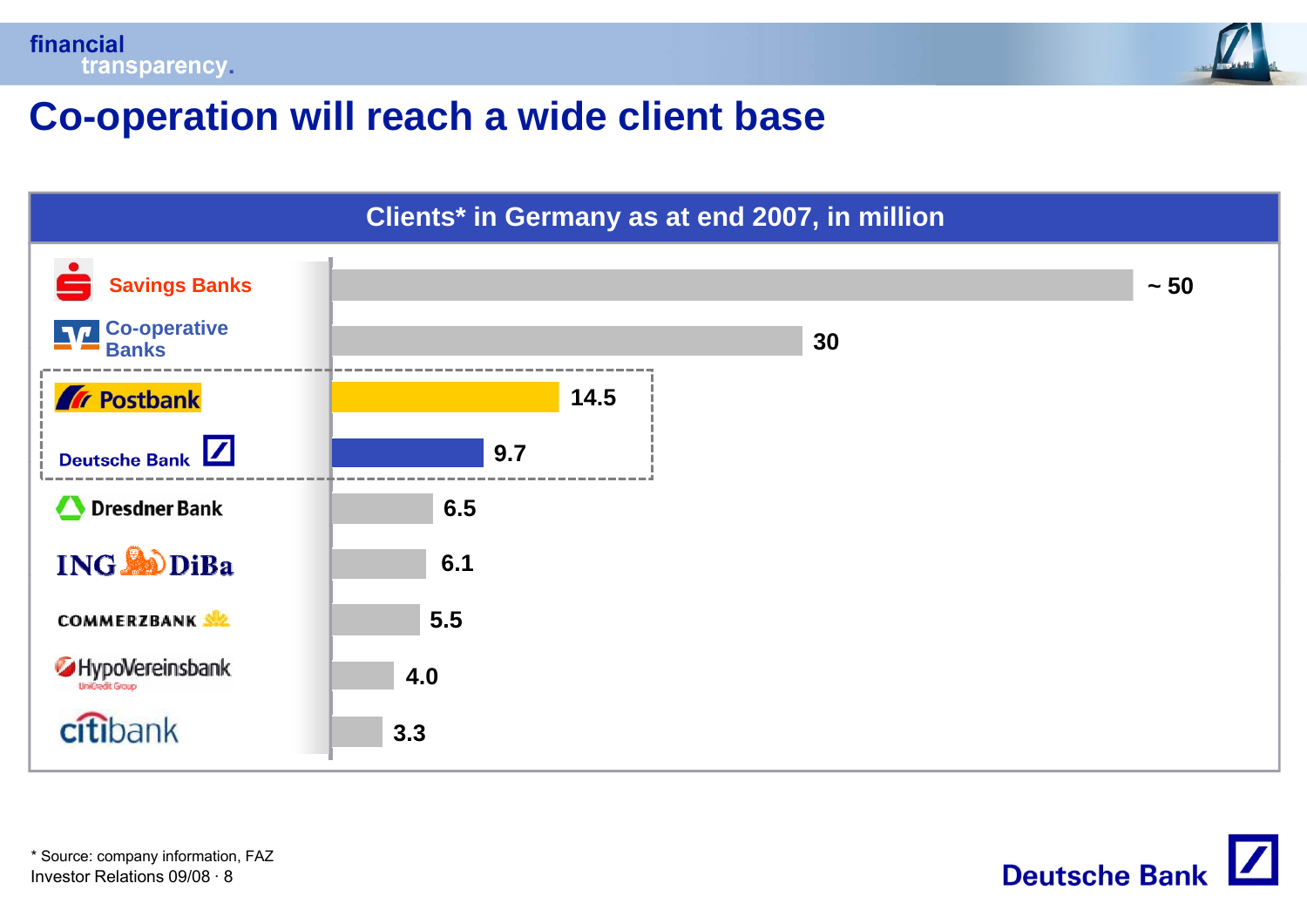# Co-operation will reach a wide client base

**Clients* in Germany as at end 2007, in million**

| Bank | Clients (million) |
|---|---|
| Savings Banks | ~ 50 |
| Co-operative Banks | 30 |
| Postbank | 14.5 |
| Deutsche Bank | 9.7 |
| Dresdner Bank | 6.5 |
| ING DiBa | 6.1 |
| Commerzbank | 5.5 |
| HypoVereinsbank (UniCredit Group) | 4.0 |
| citibank | 3.3 |

* Source: company information, FAZ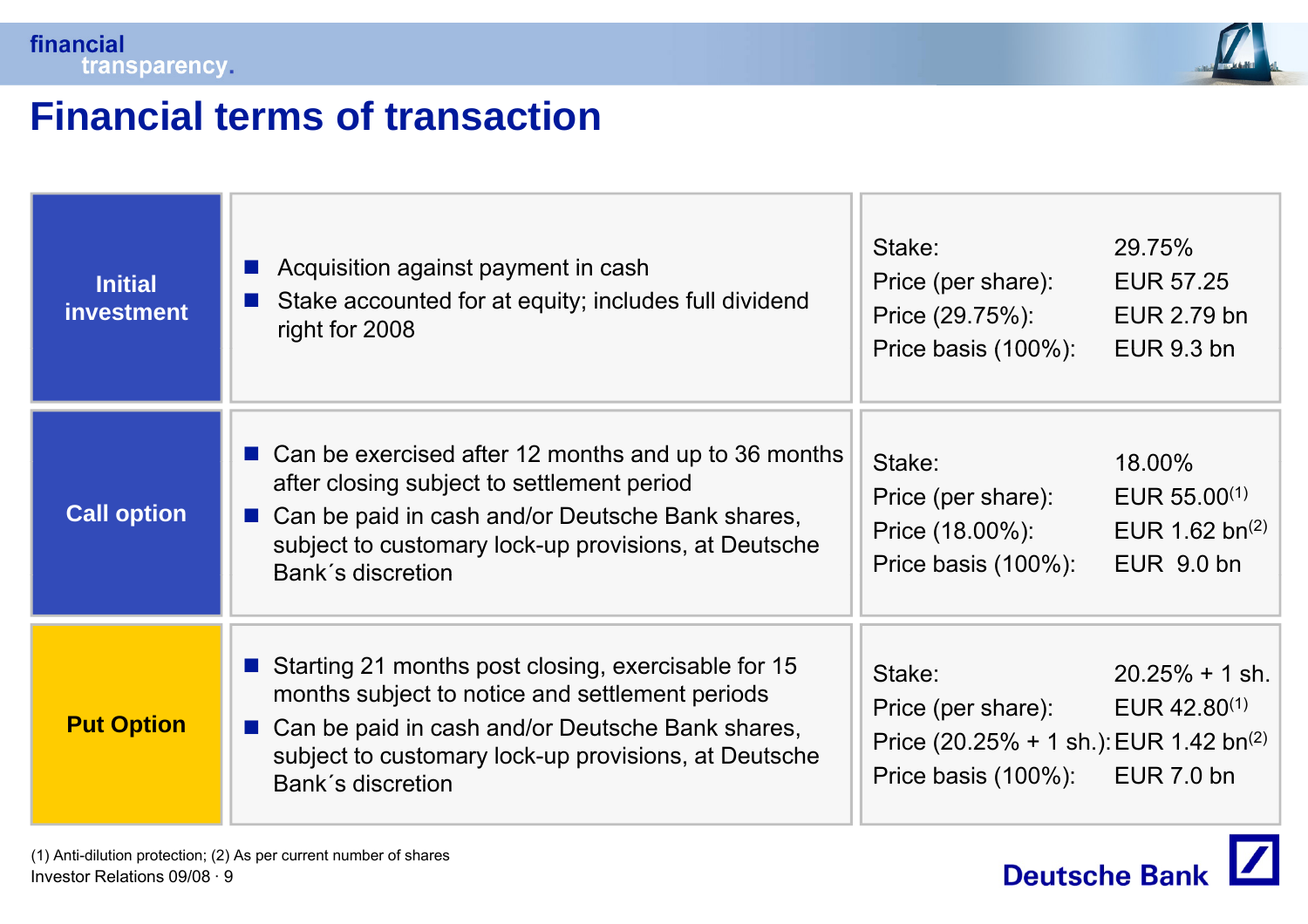# Financial terms of transaction

| | | | |
|---|---|---|---|
| **Initial investment** | ■ Acquisition against payment in cash<br>■ Stake accounted for at equity; includes full dividend right for 2008 | Stake:<br>Price (per share):<br>Price (29.75%):<br>Price basis (100%): | 29.75%<br>EUR 57.25<br>EUR 2.79 bn<br>EUR 9.3 bn |
| **Call option** | ■ Can be exercised after 12 months and up to 36 months after closing subject to settlement period<br>■ Can be paid in cash and/or Deutsche Bank shares, subject to customary lock-up provisions, at Deutsche Bank´s discretion | Stake:<br>Price (per share):<br>Price (18.00%):<br>Price basis (100%): | 18.00%<br>EUR 55.00(1)<br>EUR 1.62 bn(2)<br>EUR 9.0 bn |
| **Put Option** | ■ Starting 21 months post closing, exercisable for 15 months subject to notice and settlement periods<br>■ Can be paid in cash and/or Deutsche Bank shares, subject to customary lock-up provisions, at Deutsche Bank´s discretion | Stake:<br>Price (per share):<br>Price (20.25% + 1 sh.):<br>Price basis (100%): | 20.25% + 1 sh.<br>EUR 42.80(1)<br>EUR 1.42 bn(2)<br>EUR 7.0 bn |

(1) Anti-dilution protection; (2) As per current number of shares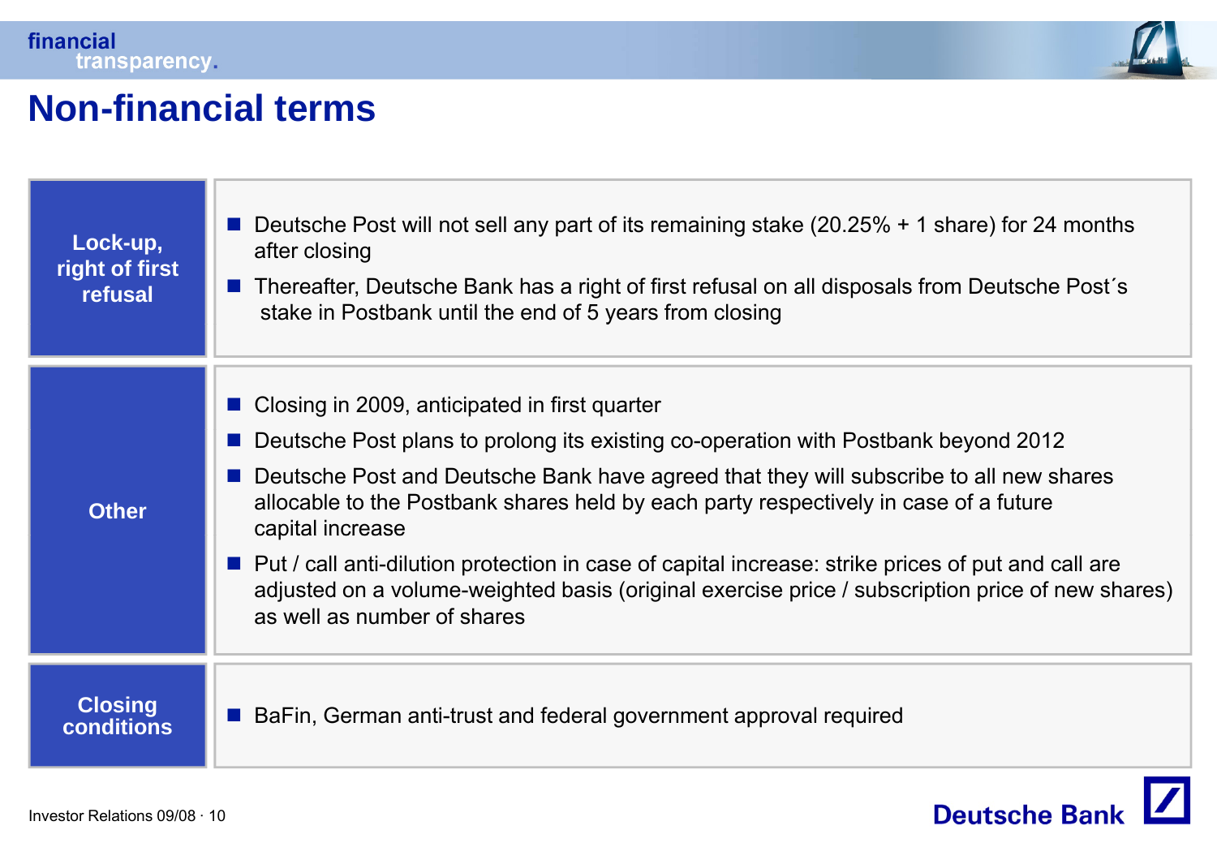# Non-financial terms

| | |
|---|---|
| **Lock-up, right of first refusal** | ■ Deutsche Post will not sell any part of its remaining stake (20.25% + 1 share) for 24 months after closing<br>■ Thereafter, Deutsche Bank has a right of first refusal on all disposals from Deutsche Post´s stake in Postbank until the end of 5 years from closing |
| **Other** | ■ Closing in 2009, anticipated in first quarter<br>■ Deutsche Post plans to prolong its existing co-operation with Postbank beyond 2012<br>■ Deutsche Post and Deutsche Bank have agreed that they will subscribe to all new shares allocable to the Postbank shares held by each party respectively in case of a future capital increase<br>■ Put / call anti-dilution protection in case of capital increase: strike prices of put and call are adjusted on a volume-weighted basis (original exercise price / subscription price of new shares) as well as number of shares |
| **Closing conditions** | ■ BaFin, German anti-trust and federal government approval required |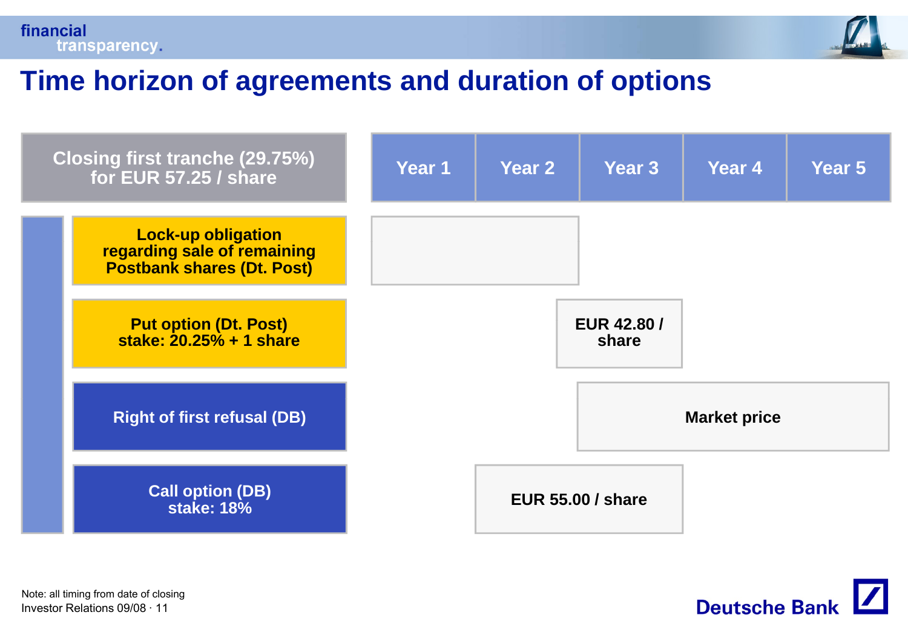# Time horizon of agreements and duration of options

| Closing first tranche (29.75%) for EUR 57.25 / share | Year 1 | Year 2 | Year 3 | Year 4 | Year 5 |
|---|---|---|---|---|---|
| Lock-up obligation regarding sale of remaining Postbank shares (Dt. Post) | | | | | |
| Put option (Dt. Post) stake: 20.25% + 1 share | | | EUR 42.80 / share | | |
| Right of first refusal (DB) | | | Market price | Market price | Market price |
| Call option (DB) stake: 18% | | EUR 55.00 / share | EUR 55.00 / share | | |

Note: all timing from date of closing

Investor Relations 09/08 · 11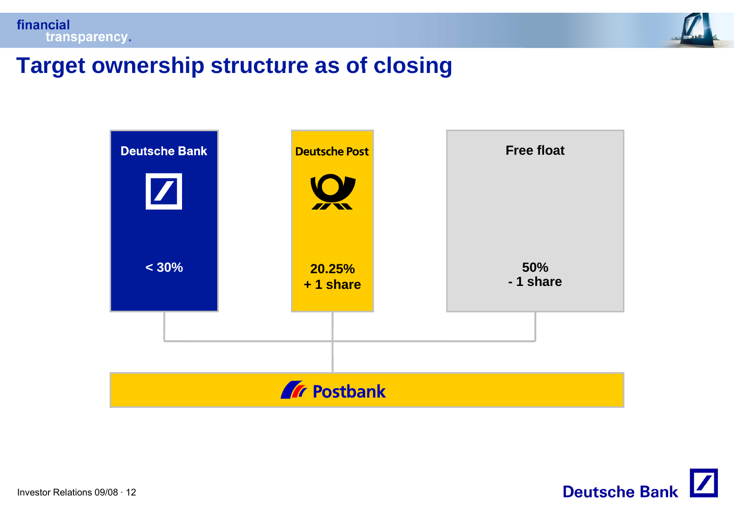# Target ownership structure as of closing

**Deutsche Bank**

< 30%

**Deutsche Post**

20.25%
+ 1 share

**Free float**

50%
- 1 share

**Postbank**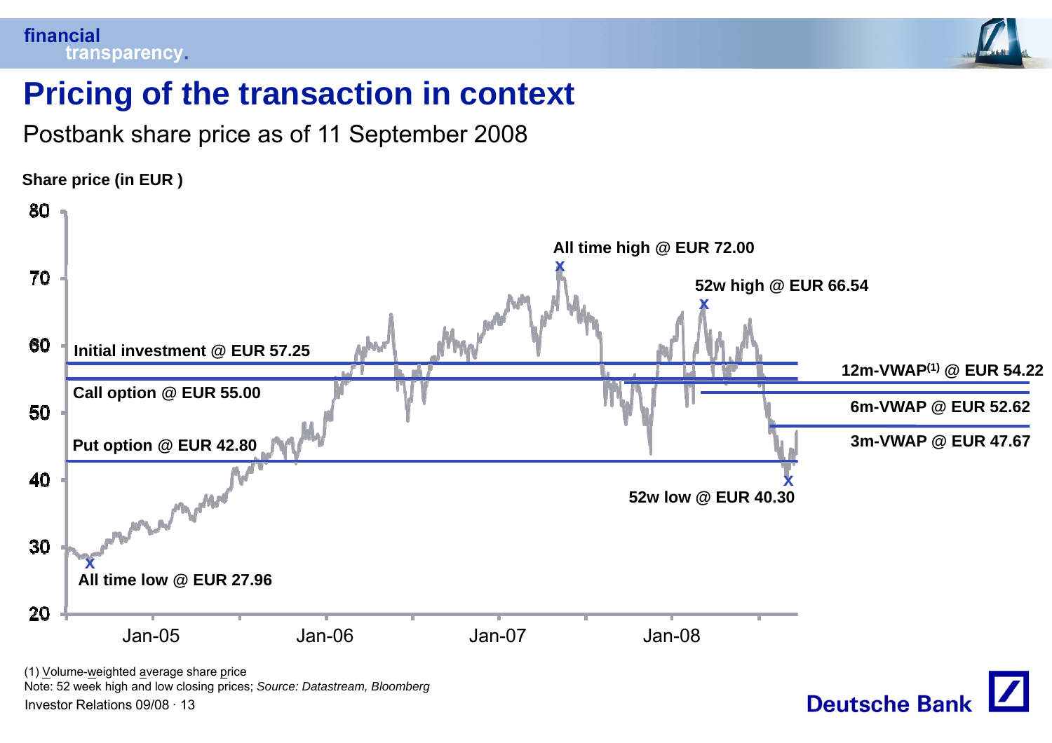# Pricing of the transaction in context

Postbank share price as of 11 September 2008

**Share price (in EUR )**

- All time high @ EUR 72.00
- 52w high @ EUR 66.54
- Initial investment @ EUR 57.25
- 12m-VWAP[1] @ EUR 54.22
- Call option @ EUR 55.00
- 6m-VWAP @ EUR 52.62
- 3m-VWAP @ EUR 47.67
- Put option @ EUR 42.80
- 52w low @ EUR 40.30
- All time low @ EUR 27.96

(1) Volume-weighted average share price

Note: 52 week high and low closing prices; *Source: Datastream, Bloomberg*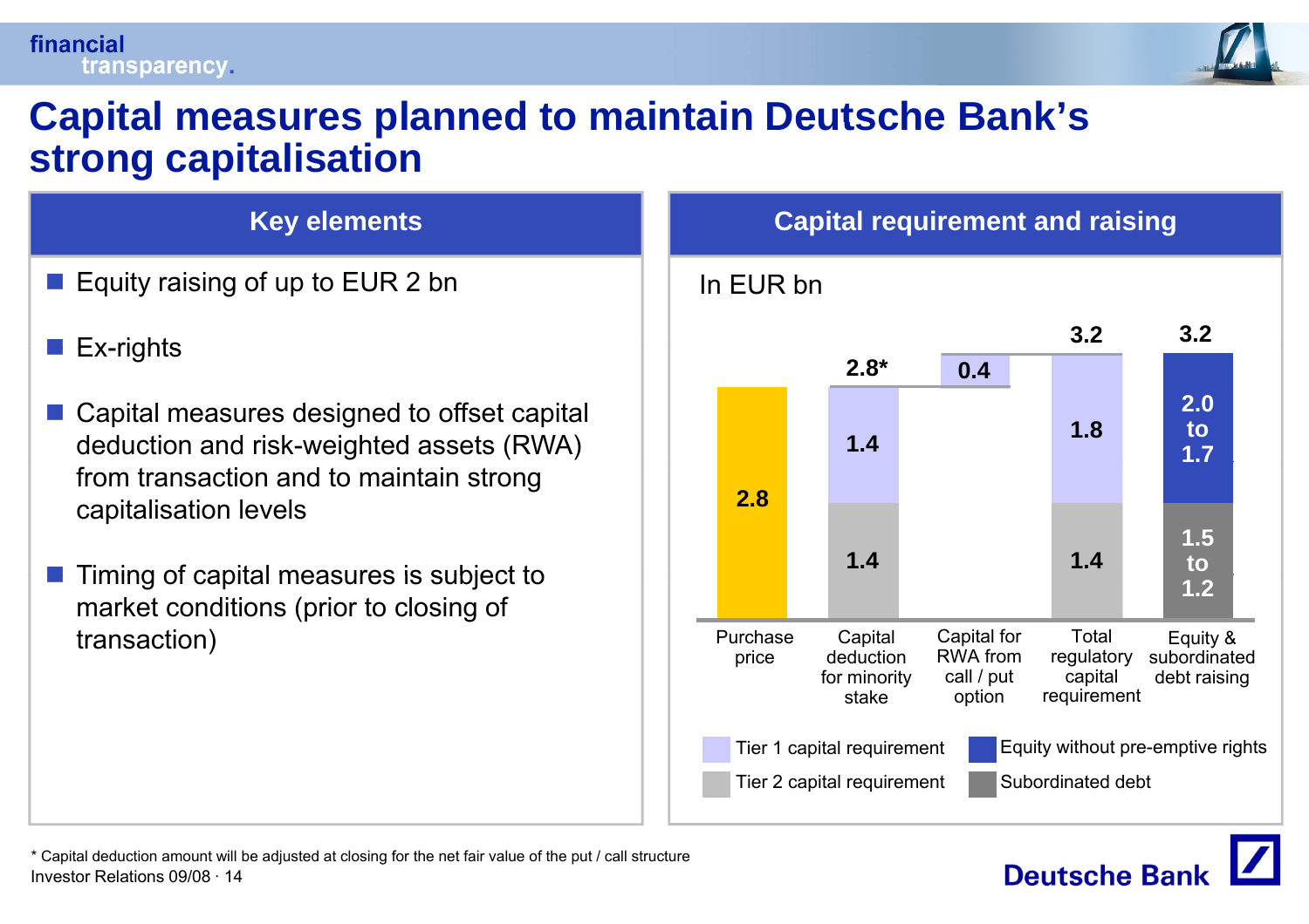# Capital measures planned to maintain Deutsche Bank's strong capitalisation

## Key elements

- Equity raising of up to EUR 2 bn
- Ex-rights
- Capital measures designed to offset capital deduction and risk-weighted assets (RWA) from transaction and to maintain strong capitalisation levels
- Timing of capital measures is subject to market conditions (prior to closing of transaction)

## Capital requirement and raising

In EUR bn

| | Purchase price | Capital deduction for minority stake | Capital for RWA from call / put option | Total regulatory capital requirement | Equity & subordinated debt raising |
|---|---|---|---|---|---|
| Total | 2.8 | 2.8* | 0.4 | 3.2 | 3.2 |
| Tier 1 capital requirement | | 1.4 | | 1.8 | |
| Tier 2 capital requirement | | 1.4 | | 1.4 | |
| Equity without pre-emptive rights | | | | | 2.0 to 1.7 |
| Subordinated debt | | | | | 1.5 to 1.2 |

\* Capital deduction amount will be adjusted at closing for the net fair value of the put / call structure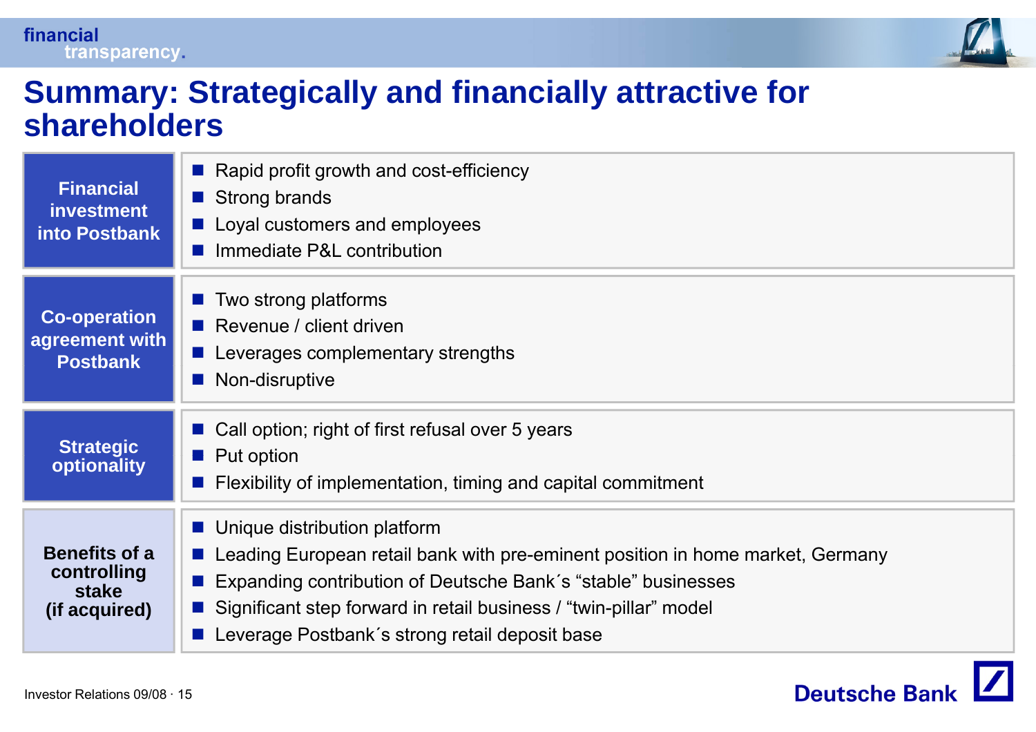# Summary: Strategically and financially attractive for shareholders

| | |
|---|---|
| **Financial investment into Postbank** | ■ Rapid profit growth and cost-efficiency<br>■ Strong brands<br>■ Loyal customers and employees<br>■ Immediate P&L contribution |
| **Co-operation agreement with Postbank** | ■ Two strong platforms<br>■ Revenue / client driven<br>■ Leverages complementary strengths<br>■ Non-disruptive |
| **Strategic optionality** | ■ Call option; right of first refusal over 5 years<br>■ Put option<br>■ Flexibility of implementation, timing and capital commitment |
| **Benefits of a controlling stake (if acquired)** | ■ Unique distribution platform<br>■ Leading European retail bank with pre-eminent position in home market, Germany<br>■ Expanding contribution of Deutsche Bank´s “stable” businesses<br>■ Significant step forward in retail business / “twin-pillar” model<br>■ Leverage Postbank´s strong retail deposit base |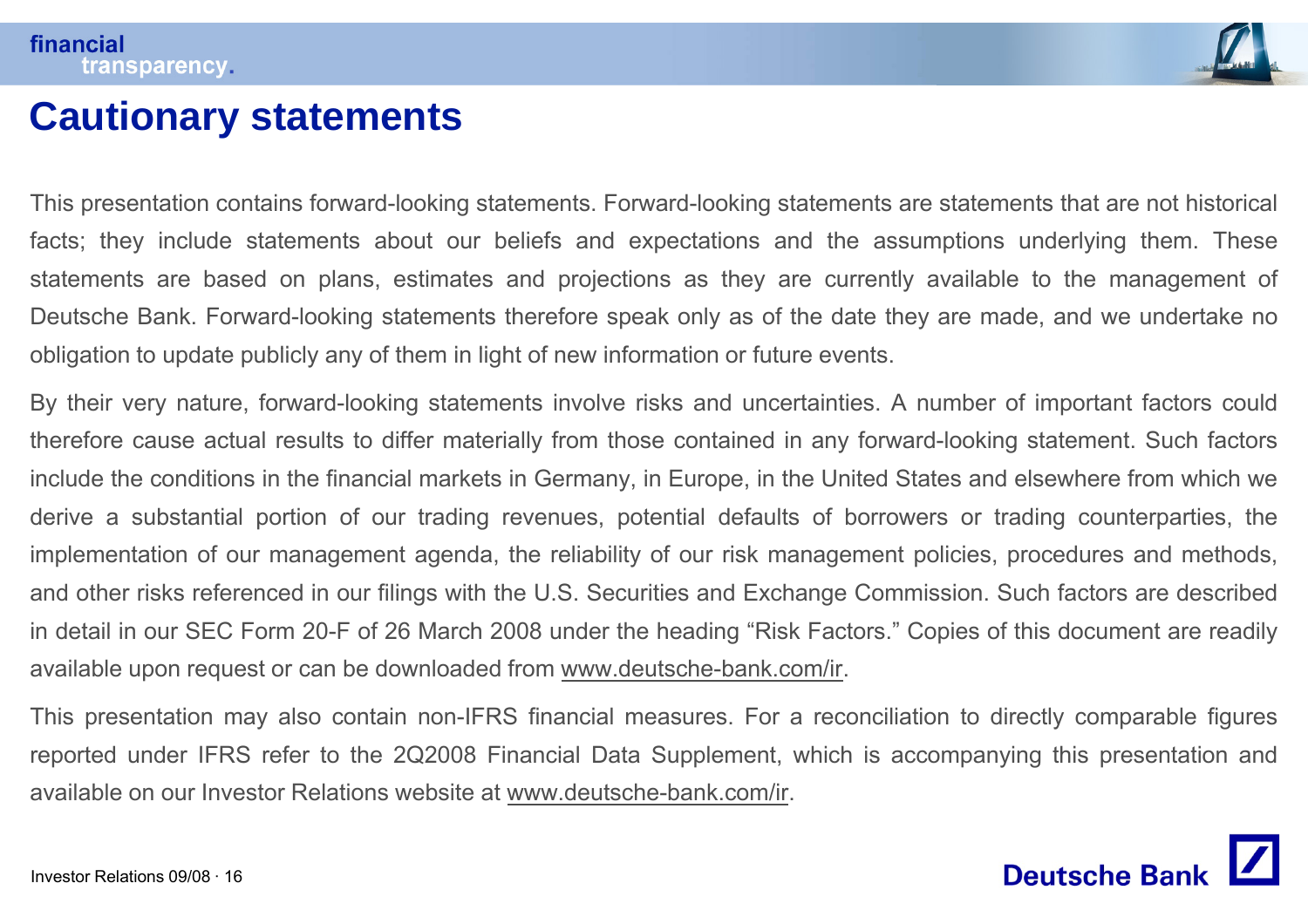# Cautionary statements

This presentation contains forward-looking statements. Forward-looking statements are statements that are not historical facts; they include statements about our beliefs and expectations and the assumptions underlying them. These statements are based on plans, estimates and projections as they are currently available to the management of Deutsche Bank. Forward-looking statements therefore speak only as of the date they are made, and we undertake no obligation to update publicly any of them in light of new information or future events.

By their very nature, forward-looking statements involve risks and uncertainties. A number of important factors could therefore cause actual results to differ materially from those contained in any forward-looking statement. Such factors include the conditions in the financial markets in Germany, in Europe, in the United States and elsewhere from which we derive a substantial portion of our trading revenues, potential defaults of borrowers or trading counterparties, the implementation of our management agenda, the reliability of our risk management policies, procedures and methods, and other risks referenced in our filings with the U.S. Securities and Exchange Commission. Such factors are described in detail in our SEC Form 20-F of 26 March 2008 under the heading "Risk Factors." Copies of this document are readily available upon request or can be downloaded from www.deutsche-bank.com/ir.

This presentation may also contain non-IFRS financial measures. For a reconciliation to directly comparable figures reported under IFRS refer to the 2Q2008 Financial Data Supplement, which is accompanying this presentation and available on our Investor Relations website at www.deutsche-bank.com/ir.